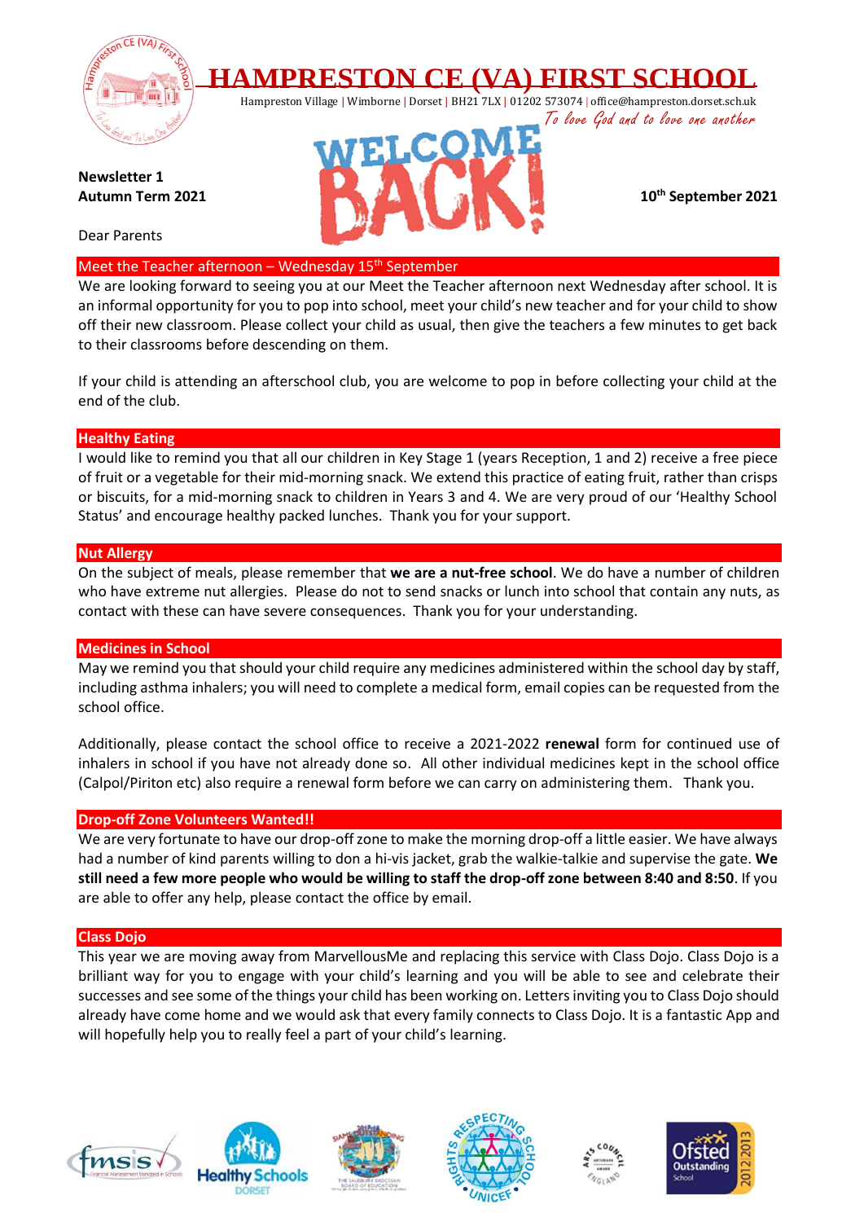# HAMPRESTON CE (VA) FIRST SCHOOL

Hampreston Village | Wimborne | Dorset | BH21 7LX | 01202 573074 | office@hampreston.dorset.sch.uk

*To love God and to love one another*

WELCOME BACK!

**Newsletter 1**
**Autumn Term 2021**

**10th September 2021**

Dear Parents

## Meet the Teacher afternoon – Wednesday 15th September

We are looking forward to seeing you at our Meet the Teacher afternoon next Wednesday after school. It is an informal opportunity for you to pop into school, meet your child's new teacher and for your child to show off their new classroom. Please collect your child as usual, then give the teachers a few minutes to get back to their classrooms before descending on them.

If your child is attending an afterschool club, you are welcome to pop in before collecting your child at the end of the club.

## Healthy Eating

I would like to remind you that all our children in Key Stage 1 (years Reception, 1 and 2) receive a free piece of fruit or a vegetable for their mid-morning snack. We extend this practice of eating fruit, rather than crisps or biscuits, for a mid-morning snack to children in Years 3 and 4. We are very proud of our 'Healthy School Status' and encourage healthy packed lunches. Thank you for your support.

## Nut Allergy

On the subject of meals, please remember that **we are a nut-free school**. We do have a number of children who have extreme nut allergies. Please do not to send snacks or lunch into school that contain any nuts, as contact with these can have severe consequences. Thank you for your understanding.

## Medicines in School

May we remind you that should your child require any medicines administered within the school day by staff, including asthma inhalers; you will need to complete a medical form, email copies can be requested from the school office.

Additionally, please contact the school office to receive a 2021-2022 **renewal** form for continued use of inhalers in school if you have not already done so. All other individual medicines kept in the school office (Calpol/Piriton etc) also require a renewal form before we can carry on administering them. Thank you.

## Drop-off Zone Volunteers Wanted!!

We are very fortunate to have our drop-off zone to make the morning drop-off a little easier. We have always had a number of kind parents willing to don a hi-vis jacket, grab the walkie-talkie and supervise the gate. **We still need a few more people who would be willing to staff the drop-off zone between 8:40 and 8:50**. If you are able to offer any help, please contact the office by email.

## Class Dojo

This year we are moving away from MarvellousMe and replacing this service with Class Dojo. Class Dojo is a brilliant way for you to engage with your child's learning and you will be able to see and celebrate their successes and see some of the things your child has been working on. Letters inviting you to Class Dojo should already have come home and we would ask that every family connects to Class Dojo. It is a fantastic App and will hopefully help you to really feel a part of your child's learning.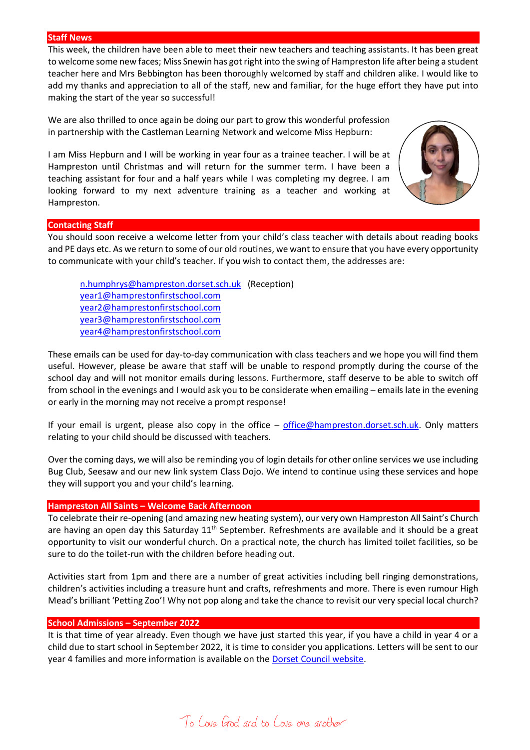## Staff News

This week, the children have been able to meet their new teachers and teaching assistants. It has been great to welcome some new faces; Miss Snewin has got right into the swing of Hampreston life after being a student teacher here and Mrs Bebbington has been thoroughly welcomed by staff and children alike. I would like to add my thanks and appreciation to all of the staff, new and familiar, for the huge effort they have put into making the start of the year so successful!

We are also thrilled to once again be doing our part to grow this wonderful profession in partnership with the Castleman Learning Network and welcome Miss Hepburn:

I am Miss Hepburn and I will be working in year four as a trainee teacher. I will be at Hampreston until Christmas and will return for the summer term. I have been a teaching assistant for four and a half years while I was completing my degree. I am looking forward to my next adventure training as a teacher and working at Hampreston.

## Contacting Staff

You should soon receive a welcome letter from your child's class teacher with details about reading books and PE days etc. As we return to some of our old routines, we want to ensure that you have every opportunity to communicate with your child's teacher. If you wish to contact them, the addresses are:

n.humphrys@hampreston.dorset.sch.uk (Reception)
year1@hamprestonfirstschool.com
year2@hamprestonfirstschool.com
year3@hamprestonfirstschool.com
year4@hamprestonfirstschool.com

These emails can be used for day-to-day communication with class teachers and we hope you will find them useful. However, please be aware that staff will be unable to respond promptly during the course of the school day and will not monitor emails during lessons. Furthermore, staff deserve to be able to switch off from school in the evenings and I would ask you to be considerate when emailing – emails late in the evening or early in the morning may not receive a prompt response!

If your email is urgent, please also copy in the office – office@hampreston.dorset.sch.uk. Only matters relating to your child should be discussed with teachers.

Over the coming days, we will also be reminding you of login details for other online services we use including Bug Club, Seesaw and our new link system Class Dojo. We intend to continue using these services and hope they will support you and your child's learning.

## Hampreston All Saints – Welcome Back Afternoon

To celebrate their re-opening (and amazing new heating system), our very own Hampreston All Saint's Church are having an open day this Saturday 11th September. Refreshments are available and it should be a great opportunity to visit our wonderful church. On a practical note, the church has limited toilet facilities, so be sure to do the toilet-run with the children before heading out.

Activities start from 1pm and there are a number of great activities including bell ringing demonstrations, children's activities including a treasure hunt and crafts, refreshments and more. There is even rumour High Mead's brilliant 'Petting Zoo'! Why not pop along and take the chance to revisit our very special local church?

## School Admissions – September 2022

It is that time of year already. Even though we have just started this year, if you have a child in year 4 or a child due to start school in September 2022, it is time to consider you applications. Letters will be sent to our year 4 families and more information is available on the Dorset Council website.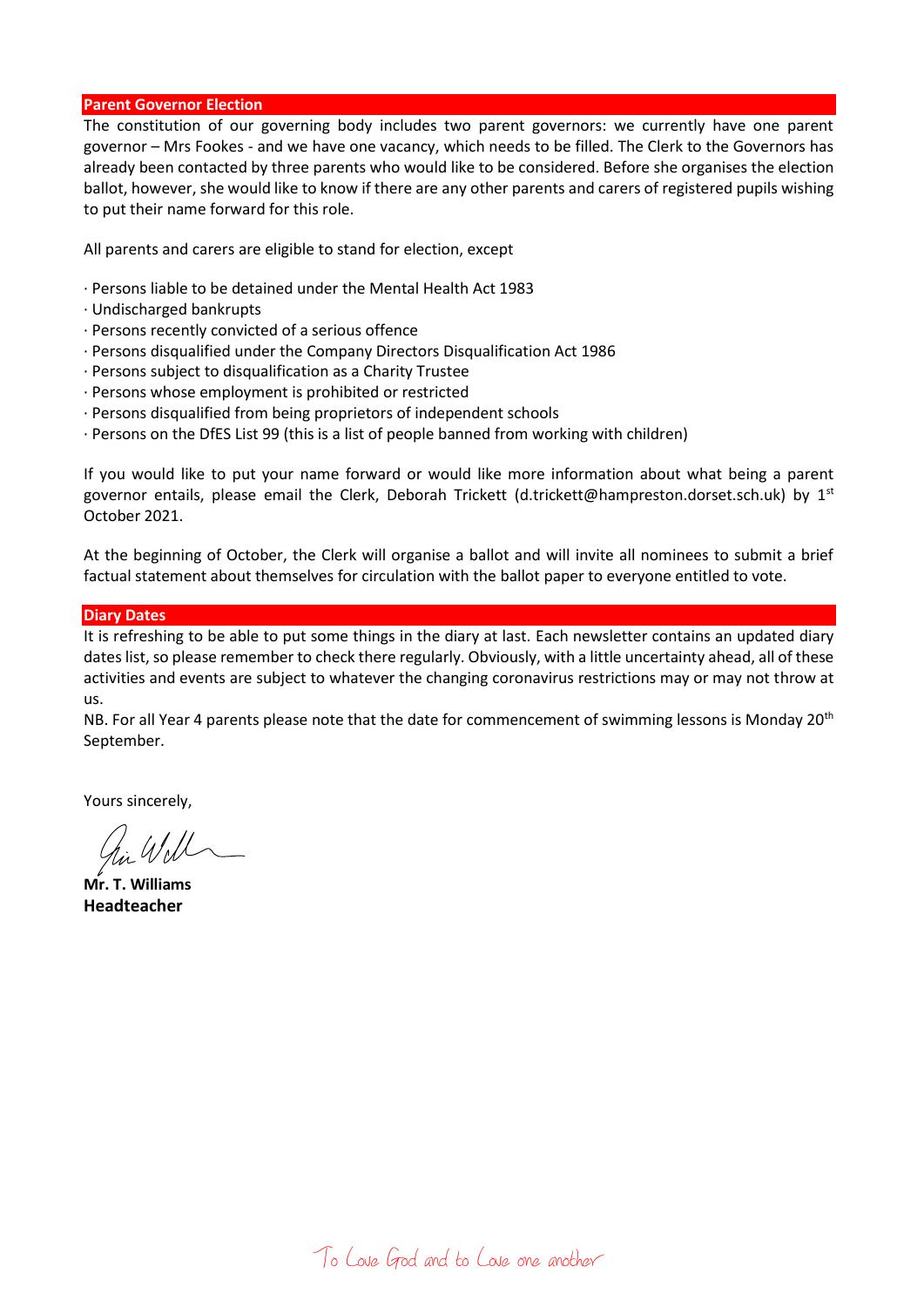## Parent Governor Election

The constitution of our governing body includes two parent governors: we currently have one parent governor – Mrs Fookes - and we have one vacancy, which needs to be filled. The Clerk to the Governors has already been contacted by three parents who would like to be considered. Before she organises the election ballot, however, she would like to know if there are any other parents and carers of registered pupils wishing to put their name forward for this role.

All parents and carers are eligible to stand for election, except

- Persons liable to be detained under the Mental Health Act 1983
- Undischarged bankrupts
- Persons recently convicted of a serious offence
- Persons disqualified under the Company Directors Disqualification Act 1986
- Persons subject to disqualification as a Charity Trustee
- Persons whose employment is prohibited or restricted
- Persons disqualified from being proprietors of independent schools
- Persons on the DfES List 99 (this is a list of people banned from working with children)

If you would like to put your name forward or would like more information about what being a parent governor entails, please email the Clerk, Deborah Trickett (d.trickett@hampreston.dorset.sch.uk) by 1st October 2021.

At the beginning of October, the Clerk will organise a ballot and will invite all nominees to submit a brief factual statement about themselves for circulation with the ballot paper to everyone entitled to vote.

## Diary Dates

It is refreshing to be able to put some things in the diary at last. Each newsletter contains an updated diary dates list, so please remember to check there regularly. Obviously, with a little uncertainty ahead, all of these activities and events are subject to whatever the changing coronavirus restrictions may or may not throw at us.

NB. For all Year 4 parents please note that the date for commencement of swimming lessons is Monday 20th September.

Yours sincerely,

**Mr. T. Williams**
**Headteacher**

To Love God and to Love one another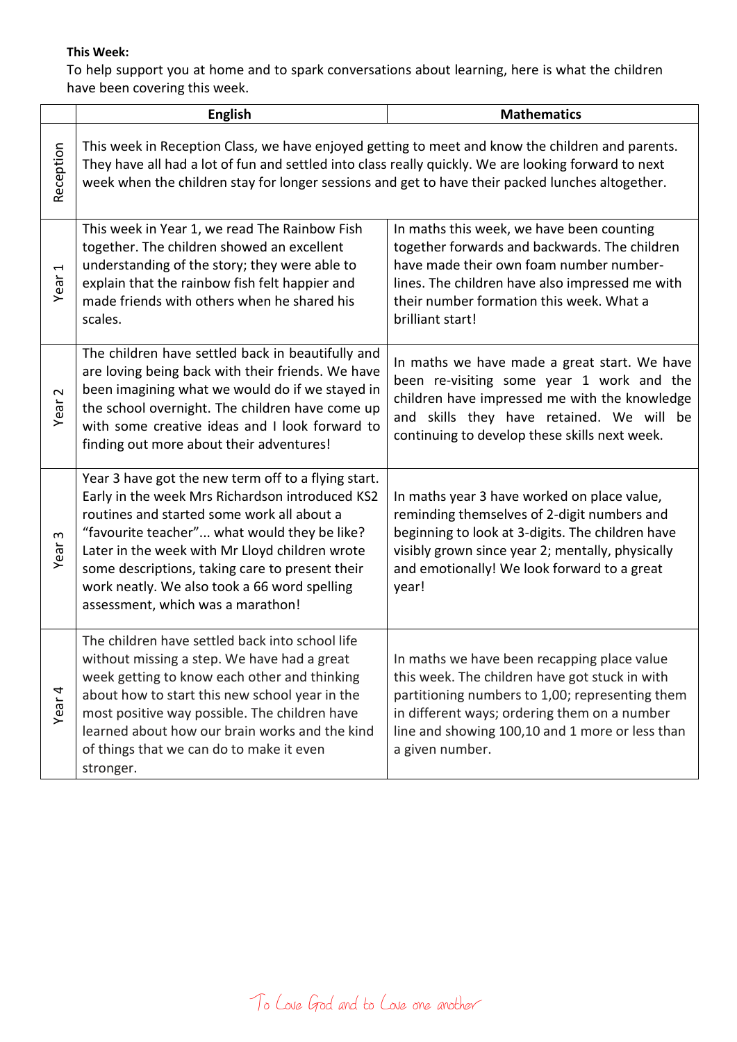**This Week:**

To help support you at home and to spark conversations about learning, here is what the children have been covering this week.

| | English | Mathematics |
|---|---|---|
| Reception | This week in Reception Class, we have enjoyed getting to meet and know the children and parents. They have all had a lot of fun and settled into class really quickly. We are looking forward to next week when the children stay for longer sessions and get to have their packed lunches altogether. | |
| Year 1 | This week in Year 1, we read The Rainbow Fish together. The children showed an excellent understanding of the story; they were able to explain that the rainbow fish felt happier and made friends with others when he shared his scales. | In maths this week, we have been counting together forwards and backwards. The children have made their own foam number number-lines. The children have also impressed me with their number formation this week. What a brilliant start! |
| Year 2 | The children have settled back in beautifully and are loving being back with their friends. We have been imagining what we would do if we stayed in the school overnight. The children have come up with some creative ideas and I look forward to finding out more about their adventures! | In maths we have made a great start. We have been re-visiting some year 1 work and the children have impressed me with the knowledge and skills they have retained. We will be continuing to develop these skills next week. |
| Year 3 | Year 3 have got the new term off to a flying start. Early in the week Mrs Richardson introduced KS2 routines and started some work all about a "favourite teacher"... what would they be like? Later in the week with Mr Lloyd children wrote some descriptions, taking care to present their work neatly. We also took a 66 word spelling assessment, which was a marathon! | In maths year 3 have worked on place value, reminding themselves of 2-digit numbers and beginning to look at 3-digits. The children have visibly grown since year 2; mentally, physically and emotionally! We look forward to a great year! |
| Year 4 | The children have settled back into school life without missing a step. We have had a great week getting to know each other and thinking about how to start this new school year in the most positive way possible. The children have learned about how our brain works and the kind of things that we can do to make it even stronger. | In maths we have been recapping place value this week. The children have got stuck in with partitioning numbers to 1,00; representing them in different ways; ordering them on a number line and showing 100,10 and 1 more or less than a given number. |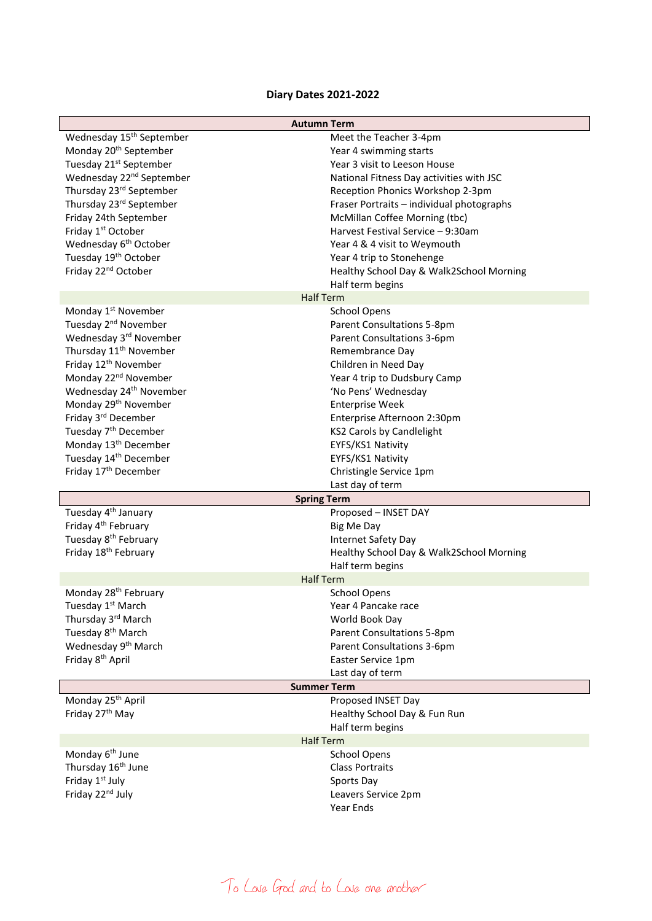# Diary Dates 2021-2022

| | |
|---|---|
| **Autumn Term** | |
| Wednesday 15th September | Meet the Teacher 3-4pm |
| Monday 20th September | Year 4 swimming starts |
| Tuesday 21st September | Year 3 visit to Leeson House |
| Wednesday 22nd September | National Fitness Day activities with JSC |
| Thursday 23rd September | Reception Phonics Workshop 2-3pm |
| Thursday 23rd September | Fraser Portraits – individual photographs |
| Friday 24th September | McMillan Coffee Morning (tbc) |
| Friday 1st October | Harvest Festival Service – 9:30am |
| Wednesday 6th October | Year 4 & 4 visit to Weymouth |
| Tuesday 19th October | Year 4 trip to Stonehenge |
| Friday 22nd October | Healthy School Day & Walk2School Morning |
| | Half term begins |
| Half Term | |
| Monday 1st November | School Opens |
| Tuesday 2nd November | Parent Consultations 5-8pm |
| Wednesday 3rd November | Parent Consultations 3-6pm |
| Thursday 11th November | Remembrance Day |
| Friday 12th November | Children in Need Day |
| Monday 22nd November | Year 4 trip to Dudsbury Camp |
| Wednesday 24th November | 'No Pens' Wednesday |
| Monday 29th November | Enterprise Week |
| Friday 3rd December | Enterprise Afternoon 2:30pm |
| Tuesday 7th December | KS2 Carols by Candlelight |
| Monday 13th December | EYFS/KS1 Nativity |
| Tuesday 14th December | EYFS/KS1 Nativity |
| Friday 17th December | Christingle Service 1pm |
| | Last day of term |
| **Spring Term** | |
| Tuesday 4th January | Proposed – INSET DAY |
| Friday 4th February | Big Me Day |
| Tuesday 8th February | Internet Safety Day |
| Friday 18th February | Healthy School Day & Walk2School Morning |
| | Half term begins |
| Half Term | |
| Monday 28th February | School Opens |
| Tuesday 1st March | Year 4 Pancake race |
| Thursday 3rd March | World Book Day |
| Tuesday 8th March | Parent Consultations 5-8pm |
| Wednesday 9th March | Parent Consultations 3-6pm |
| Friday 8th April | Easter Service 1pm |
| | Last day of term |
| **Summer Term** | |
| Monday 25th April | Proposed INSET Day |
| Friday 27th May | Healthy School Day & Fun Run |
| | Half term begins |
| Half Term | |
| Monday 6th June | School Opens |
| Thursday 16th June | Class Portraits |
| Friday 1st July | Sports Day |
| Friday 22nd July | Leavers Service 2pm |
| | Year Ends |

To Love God and to Love one another